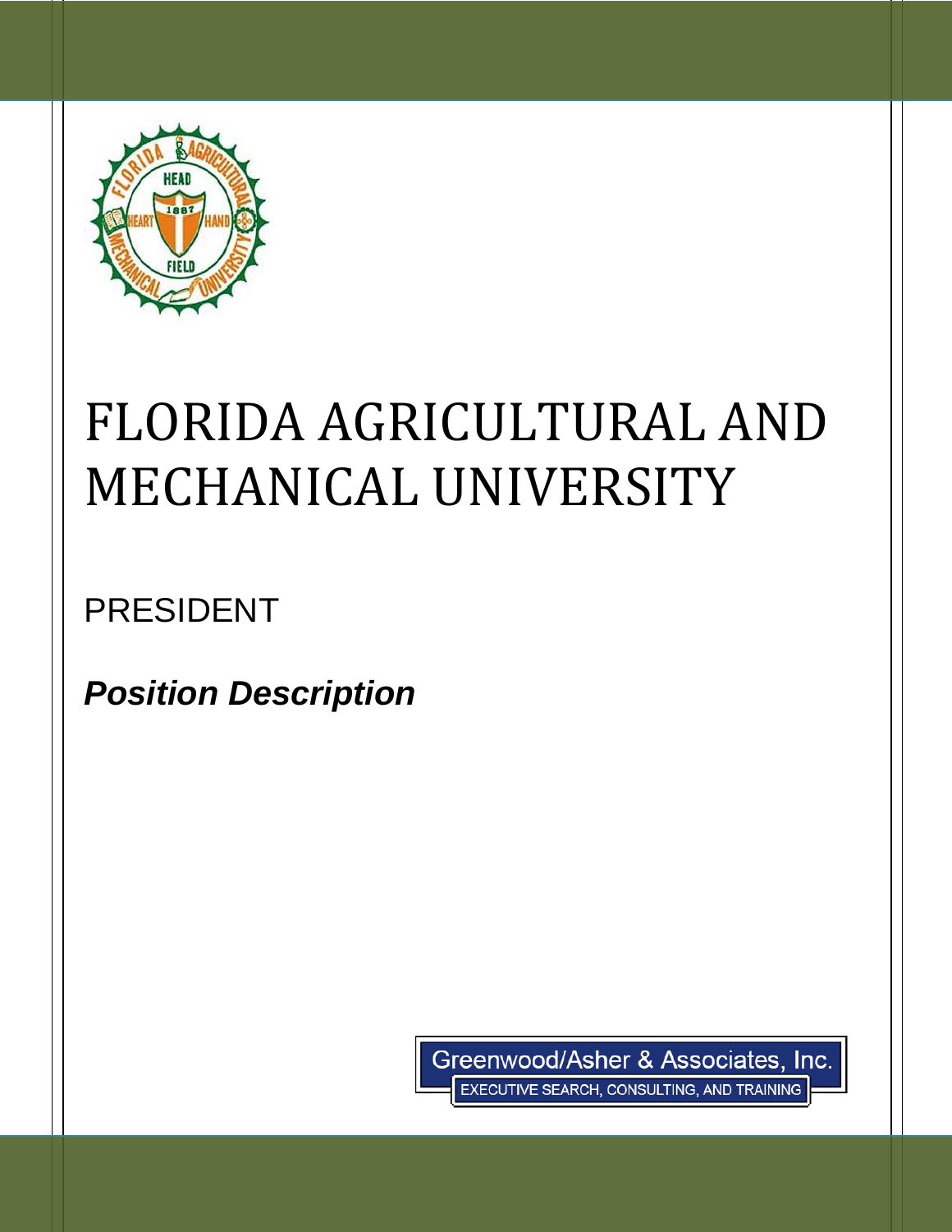# FLORIDA AGRICULTURAL AND MECHANICAL UNIVERSITY

PRESIDENT

***Position Description***

Greenwood/Asher & Associates, Inc.

EXECUTIVE SEARCH, CONSULTING, AND TRAINING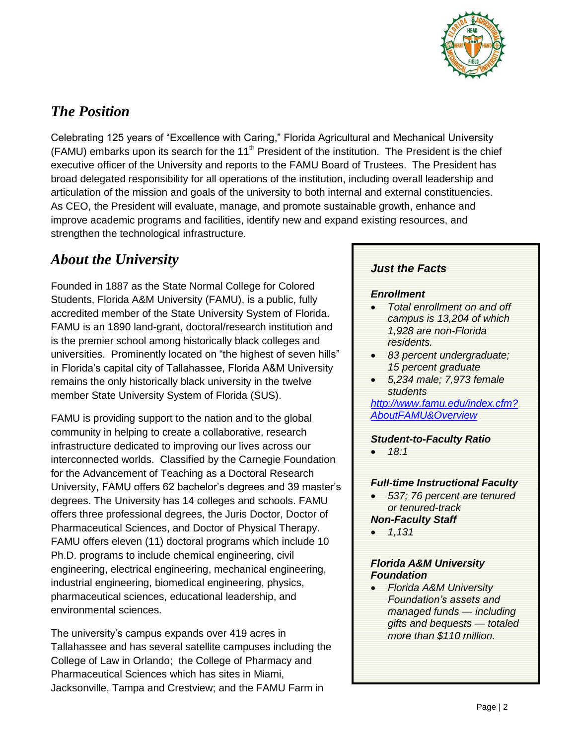## The Position

Celebrating 125 years of "Excellence with Caring," Florida Agricultural and Mechanical University (FAMU) embarks upon its search for the 11th President of the institution. The President is the chief executive officer of the University and reports to the FAMU Board of Trustees. The President has broad delegated responsibility for all operations of the institution, including overall leadership and articulation of the mission and goals of the university to both internal and external constituencies. As CEO, the President will evaluate, manage, and promote sustainable growth, enhance and improve academic programs and facilities, identify new and expand existing resources, and strengthen the technological infrastructure.

## About the University

Founded in 1887 as the State Normal College for Colored Students, Florida A&M University (FAMU), is a public, fully accredited member of the State University System of Florida. FAMU is an 1890 land-grant, doctoral/research institution and is the premier school among historically black colleges and universities. Prominently located on "the highest of seven hills" in Florida's capital city of Tallahassee, Florida A&M University remains the only historically black university in the twelve member State University System of Florida (SUS).

FAMU is providing support to the nation and to the global community in helping to create a collaborative, research infrastructure dedicated to improving our lives across our interconnected worlds. Classified by the Carnegie Foundation for the Advancement of Teaching as a Doctoral Research University, FAMU offers 62 bachelor's degrees and 39 master's degrees. The University has 14 colleges and schools. FAMU offers three professional degrees, the Juris Doctor, Doctor of Pharmaceutical Sciences, and Doctor of Physical Therapy. FAMU offers eleven (11) doctoral programs which include 10 Ph.D. programs to include chemical engineering, civil engineering, electrical engineering, mechanical engineering, industrial engineering, biomedical engineering, physics, pharmaceutical sciences, educational leadership, and environmental sciences.

The university's campus expands over 419 acres in Tallahassee and has several satellite campuses including the College of Law in Orlando; the College of Pharmacy and Pharmaceutical Sciences which has sites in Miami, Jacksonville, Tampa and Crestview; and the FAMU Farm in

### *Just the Facts*

***Enrollment***

- *Total enrollment on and off campus is 13,204 of which 1,928 are non-Florida residents.*
- *83 percent undergraduate; 15 percent graduate*
- *5,234 male; 7,973 female students*

*http://www.famu.edu/index.cfm?AboutFAMU&Overview*

***Student-to-Faculty Ratio***

- *18:1*

***Full-time Instructional Faculty***

- *537; 76 percent are tenured or tenured-track*

***Non-Faculty Staff***

- *1,131*

***Florida A&M University Foundation***

- *Florida A&M University Foundation's assets and managed funds — including gifts and bequests — totaled more than $110 million.*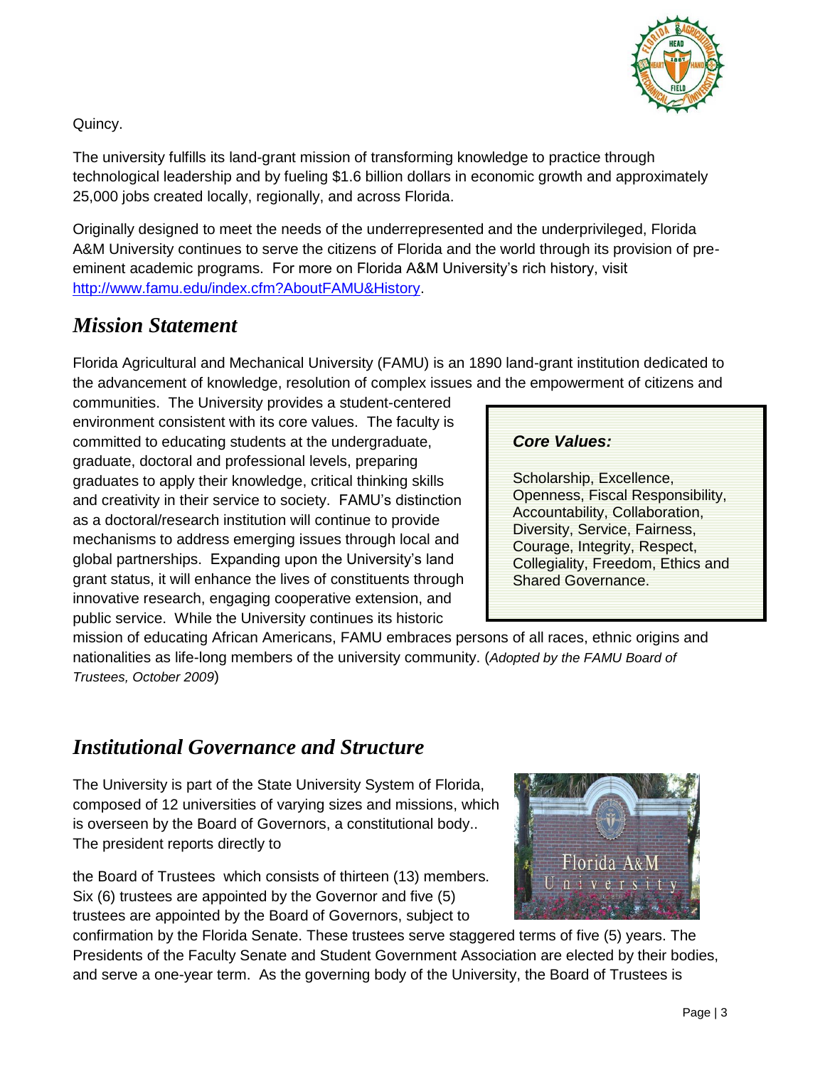Quincy.

The university fulfills its land-grant mission of transforming knowledge to practice through technological leadership and by fueling $1.6 billion dollars in economic growth and approximately 25,000 jobs created locally, regionally, and across Florida.

Originally designed to meet the needs of the underrepresented and the underprivileged, Florida A&M University continues to serve the citizens of Florida and the world through its provision of pre-eminent academic programs. For more on Florida A&M University's rich history, visit [http://www.famu.edu/index.cfm?AboutFAMU&History](http://www.famu.edu/index.cfm?AboutFAMU&History).

## *Mission Statement*

Florida Agricultural and Mechanical University (FAMU) is an 1890 land-grant institution dedicated to the advancement of knowledge, resolution of complex issues and the empowerment of citizens and communities. The University provides a student-centered environment consistent with its core values. The faculty is committed to educating students at the undergraduate, graduate, doctoral and professional levels, preparing graduates to apply their knowledge, critical thinking skills and creativity in their service to society. FAMU's distinction as a doctoral/research institution will continue to provide mechanisms to address emerging issues through local and global partnerships. Expanding upon the University's land grant status, it will enhance the lives of constituents through innovative research, engaging cooperative extension, and public service. While the University continues its historic mission of educating African Americans, FAMU embraces persons of all races, ethnic origins and nationalities as life-long members of the university community. (*Adopted by the FAMU Board of Trustees, October 2009*)

> ***Core Values:***
>
> Scholarship, Excellence, Openness, Fiscal Responsibility, Accountability, Collaboration, Diversity, Service, Fairness, Courage, Integrity, Respect, Collegiality, Freedom, Ethics and Shared Governance.

## *Institutional Governance and Structure*

The University is part of the State University System of Florida, composed of 12 universities of varying sizes and missions, which is overseen by the Board of Governors, a constitutional body.. The president reports directly to

the Board of Trustees which consists of thirteen (13) members. Six (6) trustees are appointed by the Governor and five (5) trustees are appointed by the Board of Governors, subject to confirmation by the Florida Senate. These trustees serve staggered terms of five (5) years. The Presidents of the Faculty Senate and Student Government Association are elected by their bodies, and serve a one-year term. As the governing body of the University, the Board of Trustees is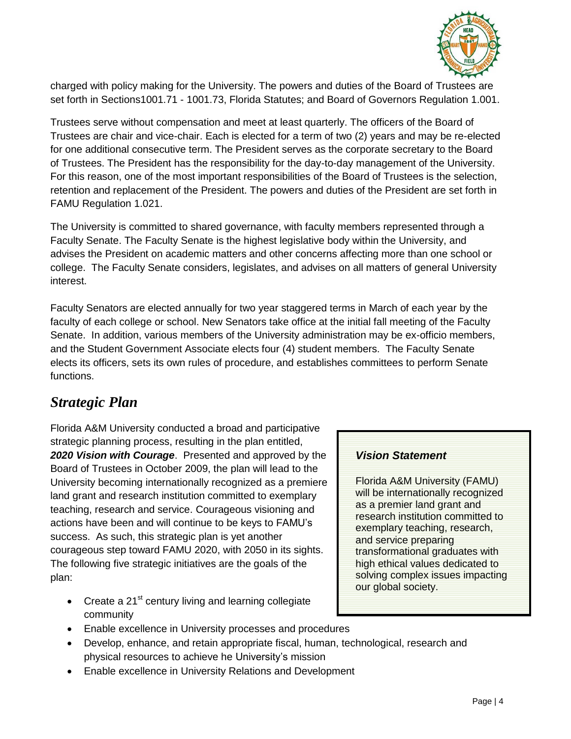charged with policy making for the University. The powers and duties of the Board of Trustees are set forth in Sections1001.71 - 1001.73, Florida Statutes; and Board of Governors Regulation 1.001.

Trustees serve without compensation and meet at least quarterly. The officers of the Board of Trustees are chair and vice-chair. Each is elected for a term of two (2) years and may be re-elected for one additional consecutive term. The President serves as the corporate secretary to the Board of Trustees. The President has the responsibility for the day-to-day management of the University. For this reason, one of the most important responsibilities of the Board of Trustees is the selection, retention and replacement of the President. The powers and duties of the President are set forth in FAMU Regulation 1.021.

The University is committed to shared governance, with faculty members represented through a Faculty Senate. The Faculty Senate is the highest legislative body within the University, and advises the President on academic matters and other concerns affecting more than one school or college. The Faculty Senate considers, legislates, and advises on all matters of general University interest.

Faculty Senators are elected annually for two year staggered terms in March of each year by the faculty of each college or school. New Senators take office at the initial fall meeting of the Faculty Senate. In addition, various members of the University administration may be ex-officio members, and the Student Government Associate elects four (4) student members. The Faculty Senate elects its officers, sets its own rules of procedure, and establishes committees to perform Senate functions.

## *Strategic Plan*

Florida A&M University conducted a broad and participative strategic planning process, resulting in the plan entitled, ***2020 Vision with Courage***. Presented and approved by the Board of Trustees in October 2009, the plan will lead to the University becoming internationally recognized as a premiere land grant and research institution committed to exemplary teaching, research and service. Courageous visioning and actions have been and will continue to be keys to FAMU's success. As such, this strategic plan is yet another courageous step toward FAMU 2020, with 2050 in its sights. The following five strategic initiatives are the goals of the plan:

> ***Vision Statement***
>
> Florida A&M University (FAMU) will be internationally recognized as a premier land grant and research institution committed to exemplary teaching, research, and service preparing transformational graduates with high ethical values dedicated to solving complex issues impacting our global society.

- Create a 21st century living and learning collegiate community
- Enable excellence in University processes and procedures
- Develop, enhance, and retain appropriate fiscal, human, technological, research and physical resources to achieve he University's mission
- Enable excellence in University Relations and Development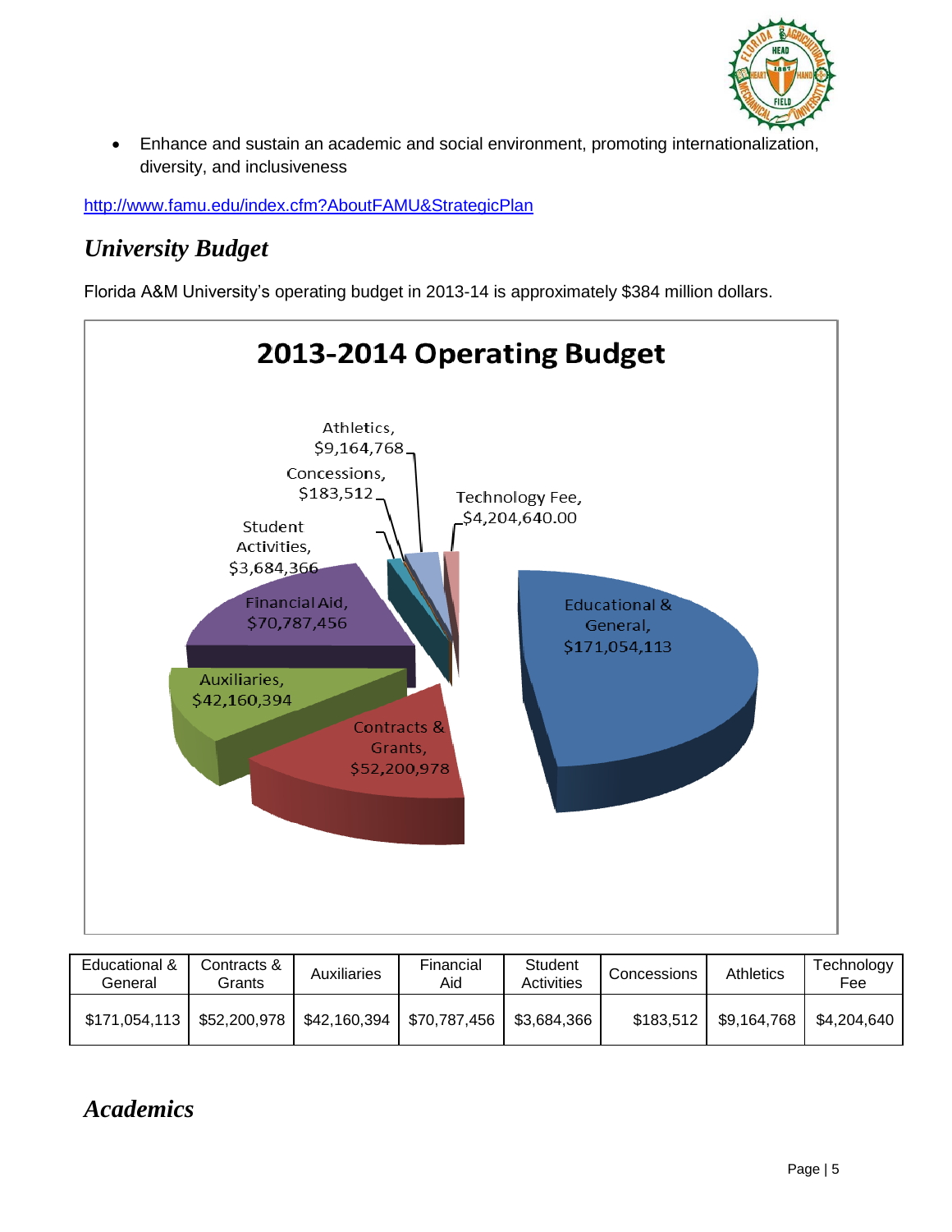- Enhance and sustain an academic and social environment, promoting internationalization, diversity, and inclusiveness

http://www.famu.edu/index.cfm?AboutFAMU&StrategicPlan

## *University Budget*

Florida A&M University's operating budget in 2013-14 is approximately $384 million dollars.

**2013-2014 Operating Budget**

Educational & General, $171,054,113
Contracts & Grants, $52,200,978
Auxiliaries, $42,160,394
Financial Aid, $70,787,456
Student Activities, $3,684,366
Concessions, $183,512
Athletics, $9,164,768
Technology Fee, $4,204,640.00

| Educational & General | Contracts & Grants | Auxiliaries | Financial Aid | Student Activities | Concessions | Athletics | Technology Fee |
|---|---|---|---|---|---|---|---|
| $171,054,113 | $52,200,978 | $42,160,394 | $70,787,456 | $3,684,366 | $183,512 | $9,164,768 | $4,204,640 |

## *Academics*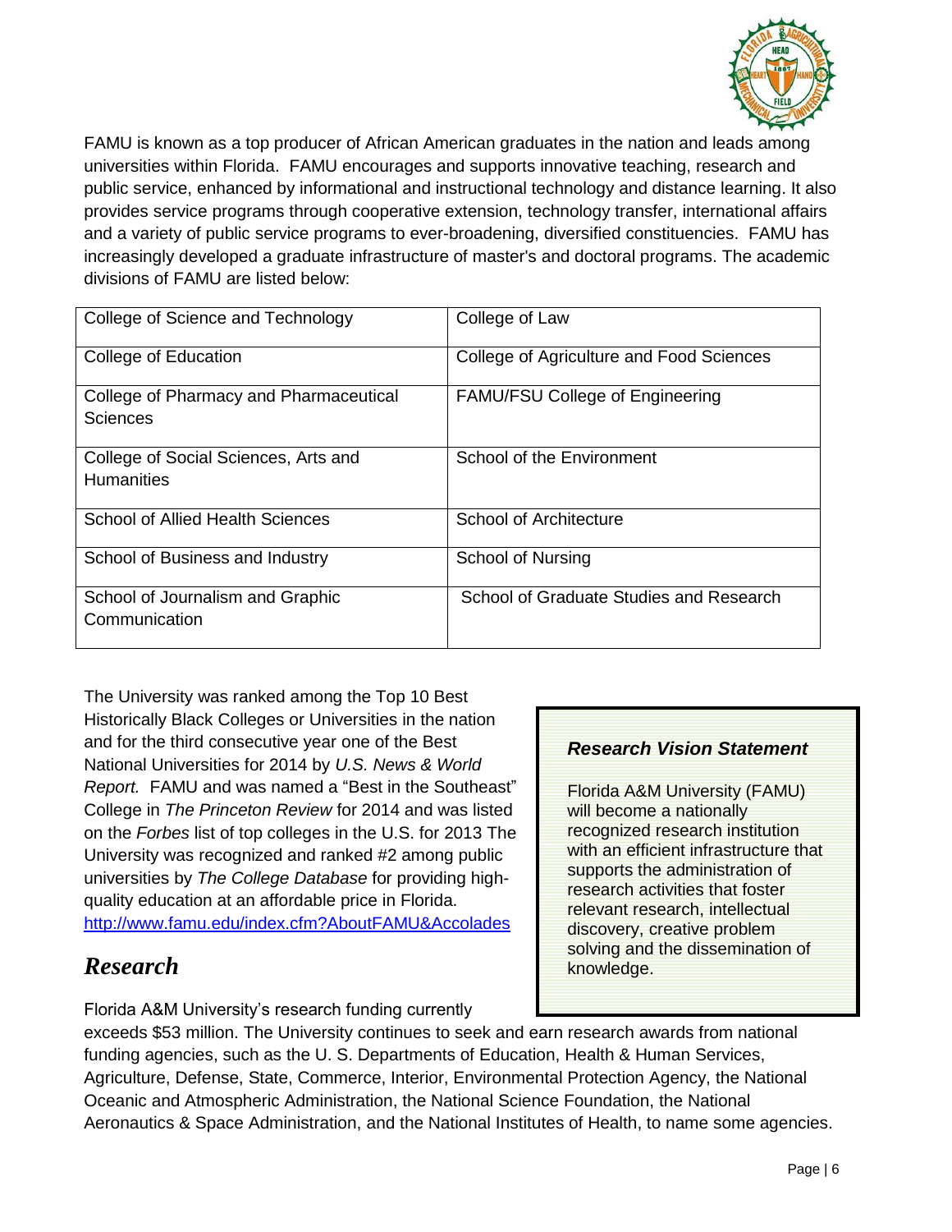FAMU is known as a top producer of African American graduates in the nation and leads among universities within Florida. FAMU encourages and supports innovative teaching, research and public service, enhanced by informational and instructional technology and distance learning. It also provides service programs through cooperative extension, technology transfer, international affairs and a variety of public service programs to ever-broadening, diversified constituencies. FAMU has increasingly developed a graduate infrastructure of master's and doctoral programs. The academic divisions of FAMU are listed below:

| | |
|---|---|
| College of Science and Technology | College of Law |
| College of Education | College of Agriculture and Food Sciences |
| College of Pharmacy and Pharmaceutical Sciences | FAMU/FSU College of Engineering |
| College of Social Sciences, Arts and Humanities | School of the Environment |
| School of Allied Health Sciences | School of Architecture |
| School of Business and Industry | School of Nursing |
| School of Journalism and Graphic Communication | School of Graduate Studies and Research |

The University was ranked among the Top 10 Best Historically Black Colleges or Universities in the nation and for the third consecutive year one of the Best National Universities for 2014 by *U.S. News & World Report.* FAMU and was named a "Best in the Southeast" College in *The Princeton Review* for 2014 and was listed on the *Forbes* list of top colleges in the U.S. for 2013 The University was recognized and ranked #2 among public universities by *The College Database* for providing high-quality education at an affordable price in Florida. http://www.famu.edu/index.cfm?AboutFAMU&Accolades

> ***Research Vision Statement***
>
> Florida A&M University (FAMU) will become a nationally recognized research institution with an efficient infrastructure that supports the administration of research activities that foster relevant research, intellectual discovery, creative problem solving and the dissemination of knowledge.

## *Research*

Florida A&M University's research funding currently exceeds $53 million. The University continues to seek and earn research awards from national funding agencies, such as the U. S. Departments of Education, Health & Human Services, Agriculture, Defense, State, Commerce, Interior, Environmental Protection Agency, the National Oceanic and Atmospheric Administration, the National Science Foundation, the National Aeronautics & Space Administration, and the National Institutes of Health, to name some agencies.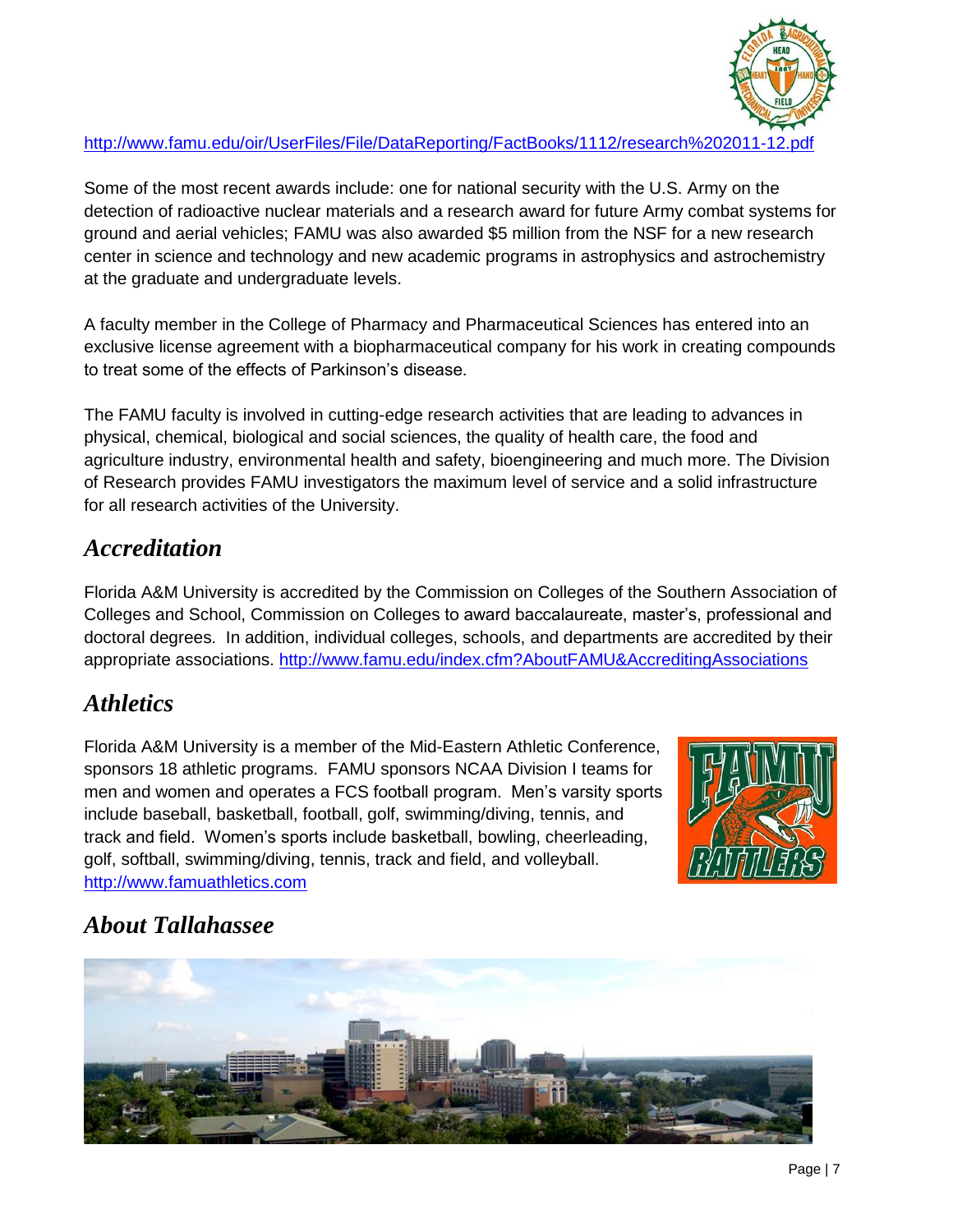http://www.famu.edu/oir/UserFiles/File/DataReporting/FactBooks/1112/research%202011-12.pdf

Some of the most recent awards include: one for national security with the U.S. Army on the detection of radioactive nuclear materials and a research award for future Army combat systems for ground and aerial vehicles; FAMU was also awarded $5 million from the NSF for a new research center in science and technology and new academic programs in astrophysics and astrochemistry at the graduate and undergraduate levels.

A faculty member in the College of Pharmacy and Pharmaceutical Sciences has entered into an exclusive license agreement with a biopharmaceutical company for his work in creating compounds to treat some of the effects of Parkinson's disease.

The FAMU faculty is involved in cutting-edge research activities that are leading to advances in physical, chemical, biological and social sciences, the quality of health care, the food and agriculture industry, environmental health and safety, bioengineering and much more. The Division of Research provides FAMU investigators the maximum level of service and a solid infrastructure for all research activities of the University.

## *Accreditation*

Florida A&M University is accredited by the Commission on Colleges of the Southern Association of Colleges and School, Commission on Colleges to award baccalaureate, master's, professional and doctoral degrees. In addition, individual colleges, schools, and departments are accredited by their appropriate associations. http://www.famu.edu/index.cfm?AboutFAMU&AccreditingAssociations

## *Athletics*

Florida A&M University is a member of the Mid-Eastern Athletic Conference, sponsors 18 athletic programs. FAMU sponsors NCAA Division I teams for men and women and operates a FCS football program. Men's varsity sports include baseball, basketball, football, golf, swimming/diving, tennis, and track and field. Women's sports include basketball, bowling, cheerleading, golf, softball, swimming/diving, tennis, track and field, and volleyball. http://www.famuathletics.com

## *About Tallahassee*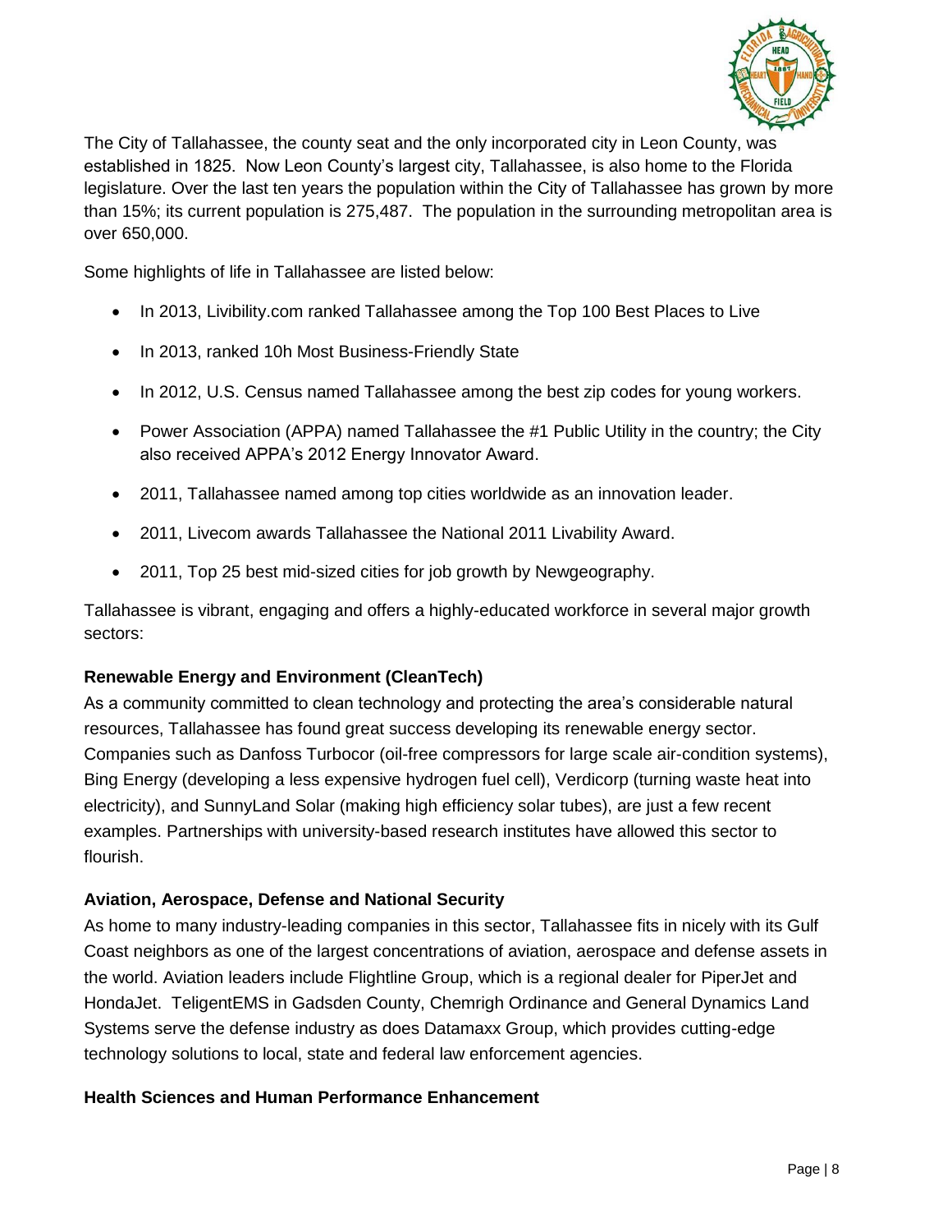The City of Tallahassee, the county seat and the only incorporated city in Leon County, was established in 1825. Now Leon County's largest city, Tallahassee, is also home to the Florida legislature. Over the last ten years the population within the City of Tallahassee has grown by more than 15%; its current population is 275,487. The population in the surrounding metropolitan area is over 650,000.

Some highlights of life in Tallahassee are listed below:

- In 2013, Livibility.com ranked Tallahassee among the Top 100 Best Places to Live
- In 2013, ranked 10h Most Business-Friendly State
- In 2012, U.S. Census named Tallahassee among the best zip codes for young workers.
- Power Association (APPA) named Tallahassee the #1 Public Utility in the country; the City also received APPA's 2012 Energy Innovator Award.
- 2011, Tallahassee named among top cities worldwide as an innovation leader.
- 2011, Livecom awards Tallahassee the National 2011 Livability Award.
- 2011, Top 25 best mid-sized cities for job growth by Newgeography.

Tallahassee is vibrant, engaging and offers a highly-educated workforce in several major growth sectors:

**Renewable Energy and Environment (CleanTech)**

As a community committed to clean technology and protecting the area's considerable natural resources, Tallahassee has found great success developing its renewable energy sector. Companies such as Danfoss Turbocor (oil-free compressors for large scale air-condition systems), Bing Energy (developing a less expensive hydrogen fuel cell), Verdicorp (turning waste heat into electricity), and SunnyLand Solar (making high efficiency solar tubes), are just a few recent examples. Partnerships with university-based research institutes have allowed this sector to flourish.

**Aviation, Aerospace, Defense and National Security**

As home to many industry-leading companies in this sector, Tallahassee fits in nicely with its Gulf Coast neighbors as one of the largest concentrations of aviation, aerospace and defense assets in the world. Aviation leaders include Flightline Group, which is a regional dealer for PiperJet and HondaJet. TeligentEMS in Gadsden County, Chemrigh Ordinance and General Dynamics Land Systems serve the defense industry as does Datamaxx Group, which provides cutting-edge technology solutions to local, state and federal law enforcement agencies.

**Health Sciences and Human Performance Enhancement**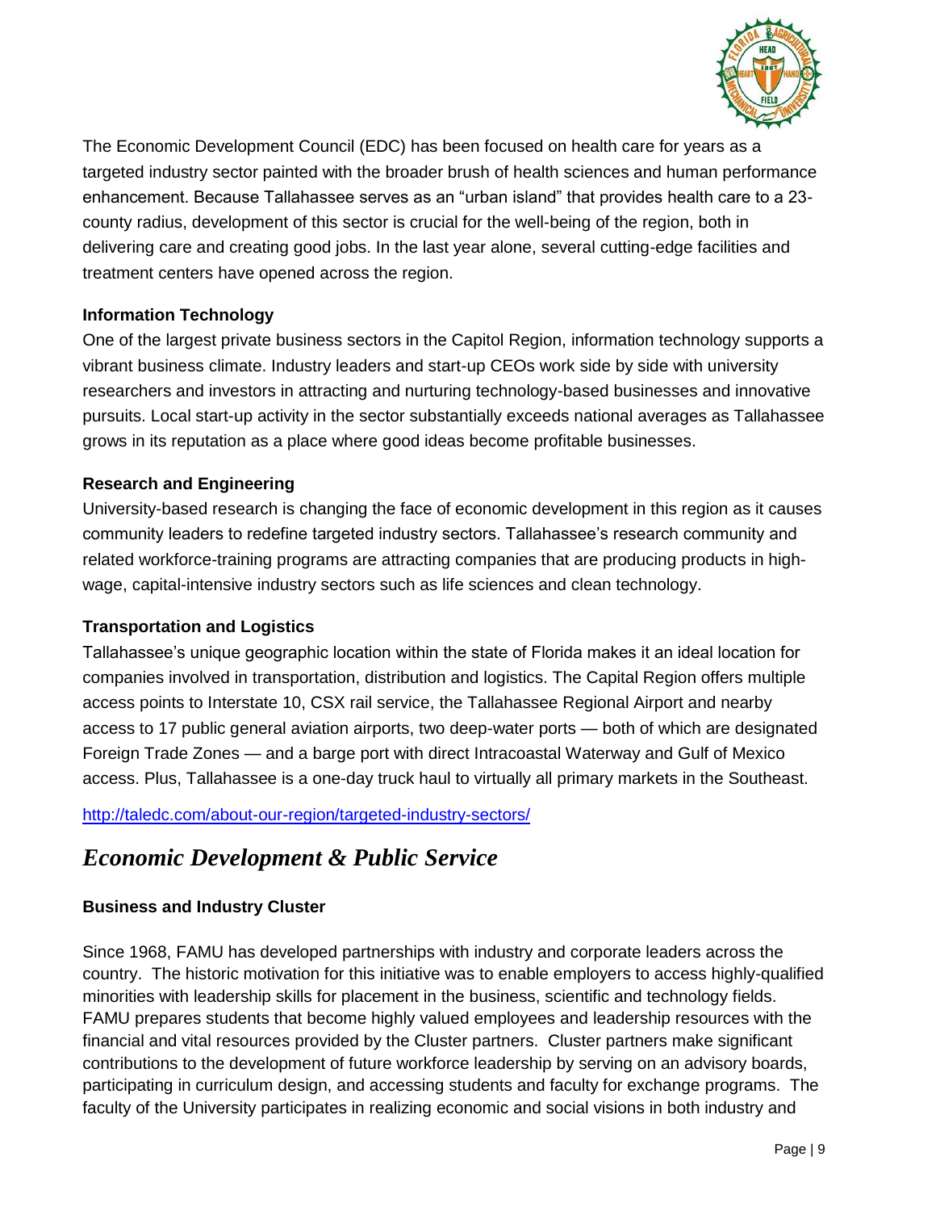The Economic Development Council (EDC) has been focused on health care for years as a targeted industry sector painted with the broader brush of health sciences and human performance enhancement. Because Tallahassee serves as an "urban island" that provides health care to a 23-county radius, development of this sector is crucial for the well-being of the region, both in delivering care and creating good jobs. In the last year alone, several cutting-edge facilities and treatment centers have opened across the region.

**Information Technology**

One of the largest private business sectors in the Capitol Region, information technology supports a vibrant business climate. Industry leaders and start-up CEOs work side by side with university researchers and investors in attracting and nurturing technology-based businesses and innovative pursuits. Local start-up activity in the sector substantially exceeds national averages as Tallahassee grows in its reputation as a place where good ideas become profitable businesses.

**Research and Engineering**

University-based research is changing the face of economic development in this region as it causes community leaders to redefine targeted industry sectors. Tallahassee's research community and related workforce-training programs are attracting companies that are producing products in high-wage, capital-intensive industry sectors such as life sciences and clean technology.

**Transportation and Logistics**

Tallahassee's unique geographic location within the state of Florida makes it an ideal location for companies involved in transportation, distribution and logistics. The Capital Region offers multiple access points to Interstate 10, CSX rail service, the Tallahassee Regional Airport and nearby access to 17 public general aviation airports, two deep-water ports — both of which are designated Foreign Trade Zones — and a barge port with direct Intracoastal Waterway and Gulf of Mexico access. Plus, Tallahassee is a one-day truck haul to virtually all primary markets in the Southeast.

http://taledc.com/about-our-region/targeted-industry-sectors/

## *Economic Development & Public Service*

**Business and Industry Cluster**

Since 1968, FAMU has developed partnerships with industry and corporate leaders across the country. The historic motivation for this initiative was to enable employers to access highly-qualified minorities with leadership skills for placement in the business, scientific and technology fields. FAMU prepares students that become highly valued employees and leadership resources with the financial and vital resources provided by the Cluster partners. Cluster partners make significant contributions to the development of future workforce leadership by serving on an advisory boards, participating in curriculum design, and accessing students and faculty for exchange programs. The faculty of the University participates in realizing economic and social visions in both industry and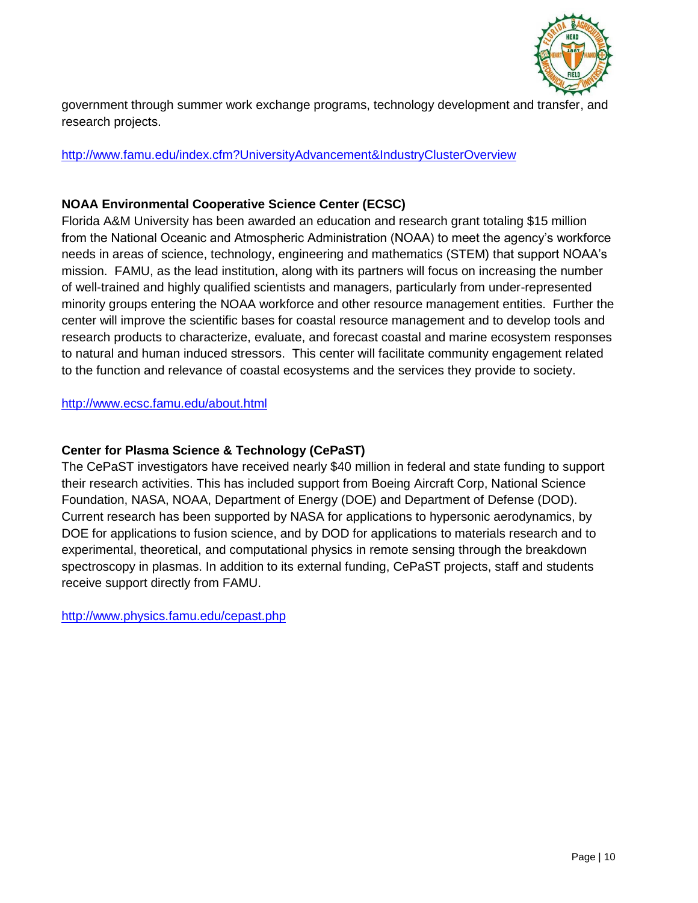government through summer work exchange programs, technology development and transfer, and research projects.

http://www.famu.edu/index.cfm?UniversityAdvancement&IndustryClusterOverview

**NOAA Environmental Cooperative Science Center (ECSC)**

Florida A&M University has been awarded an education and research grant totaling $15 million from the National Oceanic and Atmospheric Administration (NOAA) to meet the agency's workforce needs in areas of science, technology, engineering and mathematics (STEM) that support NOAA's mission. FAMU, as the lead institution, along with its partners will focus on increasing the number of well-trained and highly qualified scientists and managers, particularly from under-represented minority groups entering the NOAA workforce and other resource management entities. Further the center will improve the scientific bases for coastal resource management and to develop tools and research products to characterize, evaluate, and forecast coastal and marine ecosystem responses to natural and human induced stressors. This center will facilitate community engagement related to the function and relevance of coastal ecosystems and the services they provide to society.

http://www.ecsc.famu.edu/about.html

**Center for Plasma Science & Technology (CePaST)**

The CePaST investigators have received nearly $40 million in federal and state funding to support their research activities. This has included support from Boeing Aircraft Corp, National Science Foundation, NASA, NOAA, Department of Energy (DOE) and Department of Defense (DOD). Current research has been supported by NASA for applications to hypersonic aerodynamics, by DOE for applications to fusion science, and by DOD for applications to materials research and to experimental, theoretical, and computational physics in remote sensing through the breakdown spectroscopy in plasmas. In addition to its external funding, CePaST projects, staff and students receive support directly from FAMU.

http://www.physics.famu.edu/cepast.php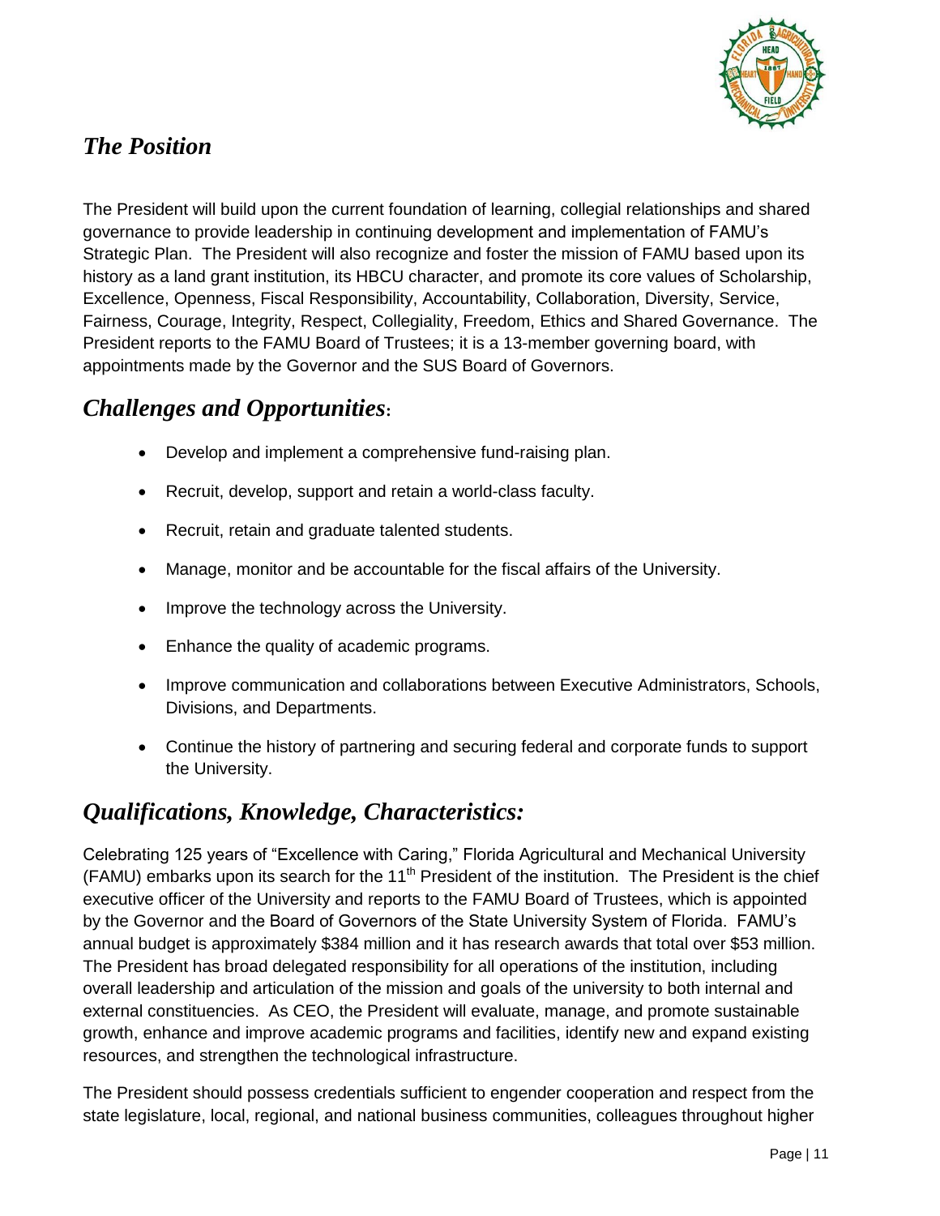## *The Position*

The President will build upon the current foundation of learning, collegial relationships and shared governance to provide leadership in continuing development and implementation of FAMU's Strategic Plan. The President will also recognize and foster the mission of FAMU based upon its history as a land grant institution, its HBCU character, and promote its core values of Scholarship, Excellence, Openness, Fiscal Responsibility, Accountability, Collaboration, Diversity, Service, Fairness, Courage, Integrity, Respect, Collegiality, Freedom, Ethics and Shared Governance. The President reports to the FAMU Board of Trustees; it is a 13-member governing board, with appointments made by the Governor and the SUS Board of Governors.

## *Challenges and Opportunities:*

- Develop and implement a comprehensive fund-raising plan.
- Recruit, develop, support and retain a world-class faculty.
- Recruit, retain and graduate talented students.
- Manage, monitor and be accountable for the fiscal affairs of the University.
- Improve the technology across the University.
- Enhance the quality of academic programs.
- Improve communication and collaborations between Executive Administrators, Schools, Divisions, and Departments.
- Continue the history of partnering and securing federal and corporate funds to support the University.

## *Qualifications, Knowledge, Characteristics:*

Celebrating 125 years of "Excellence with Caring," Florida Agricultural and Mechanical University (FAMU) embarks upon its search for the 11th President of the institution. The President is the chief executive officer of the University and reports to the FAMU Board of Trustees, which is appointed by the Governor and the Board of Governors of the State University System of Florida. FAMU's annual budget is approximately $384 million and it has research awards that total over $53 million. The President has broad delegated responsibility for all operations of the institution, including overall leadership and articulation of the mission and goals of the university to both internal and external constituencies. As CEO, the President will evaluate, manage, and promote sustainable growth, enhance and improve academic programs and facilities, identify new and expand existing resources, and strengthen the technological infrastructure.

The President should possess credentials sufficient to engender cooperation and respect from the state legislature, local, regional, and national business communities, colleagues throughout higher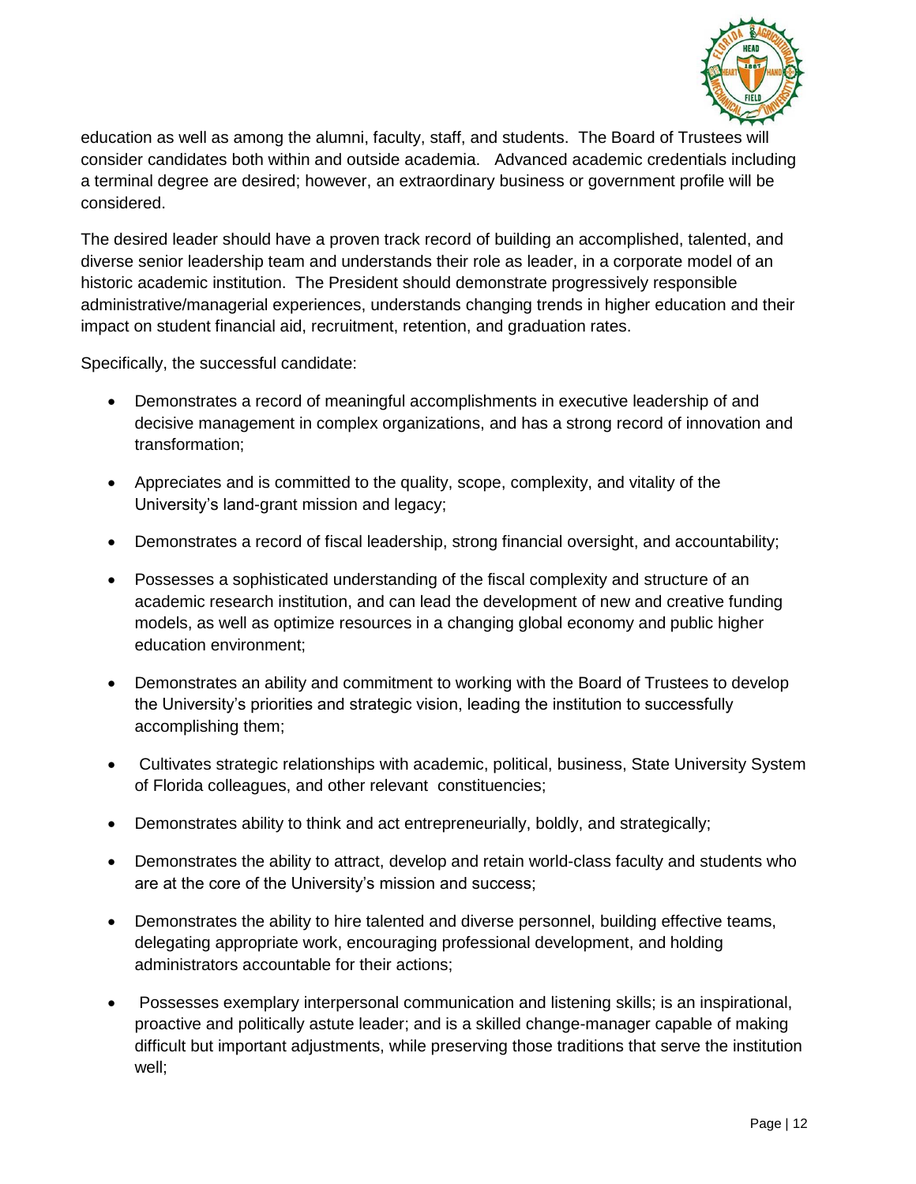education as well as among the alumni, faculty, staff, and students. The Board of Trustees will consider candidates both within and outside academia. Advanced academic credentials including a terminal degree are desired; however, an extraordinary business or government profile will be considered.

The desired leader should have a proven track record of building an accomplished, talented, and diverse senior leadership team and understands their role as leader, in a corporate model of an historic academic institution. The President should demonstrate progressively responsible administrative/managerial experiences, understands changing trends in higher education and their impact on student financial aid, recruitment, retention, and graduation rates.

Specifically, the successful candidate:

- Demonstrates a record of meaningful accomplishments in executive leadership of and decisive management in complex organizations, and has a strong record of innovation and transformation;
- Appreciates and is committed to the quality, scope, complexity, and vitality of the University's land-grant mission and legacy;
- Demonstrates a record of fiscal leadership, strong financial oversight, and accountability;
- Possesses a sophisticated understanding of the fiscal complexity and structure of an academic research institution, and can lead the development of new and creative funding models, as well as optimize resources in a changing global economy and public higher education environment;
- Demonstrates an ability and commitment to working with the Board of Trustees to develop the University's priorities and strategic vision, leading the institution to successfully accomplishing them;
- Cultivates strategic relationships with academic, political, business, State University System of Florida colleagues, and other relevant constituencies;
- Demonstrates ability to think and act entrepreneurially, boldly, and strategically;
- Demonstrates the ability to attract, develop and retain world-class faculty and students who are at the core of the University's mission and success;
- Demonstrates the ability to hire talented and diverse personnel, building effective teams, delegating appropriate work, encouraging professional development, and holding administrators accountable for their actions;
- Possesses exemplary interpersonal communication and listening skills; is an inspirational, proactive and politically astute leader; and is a skilled change-manager capable of making difficult but important adjustments, while preserving those traditions that serve the institution well;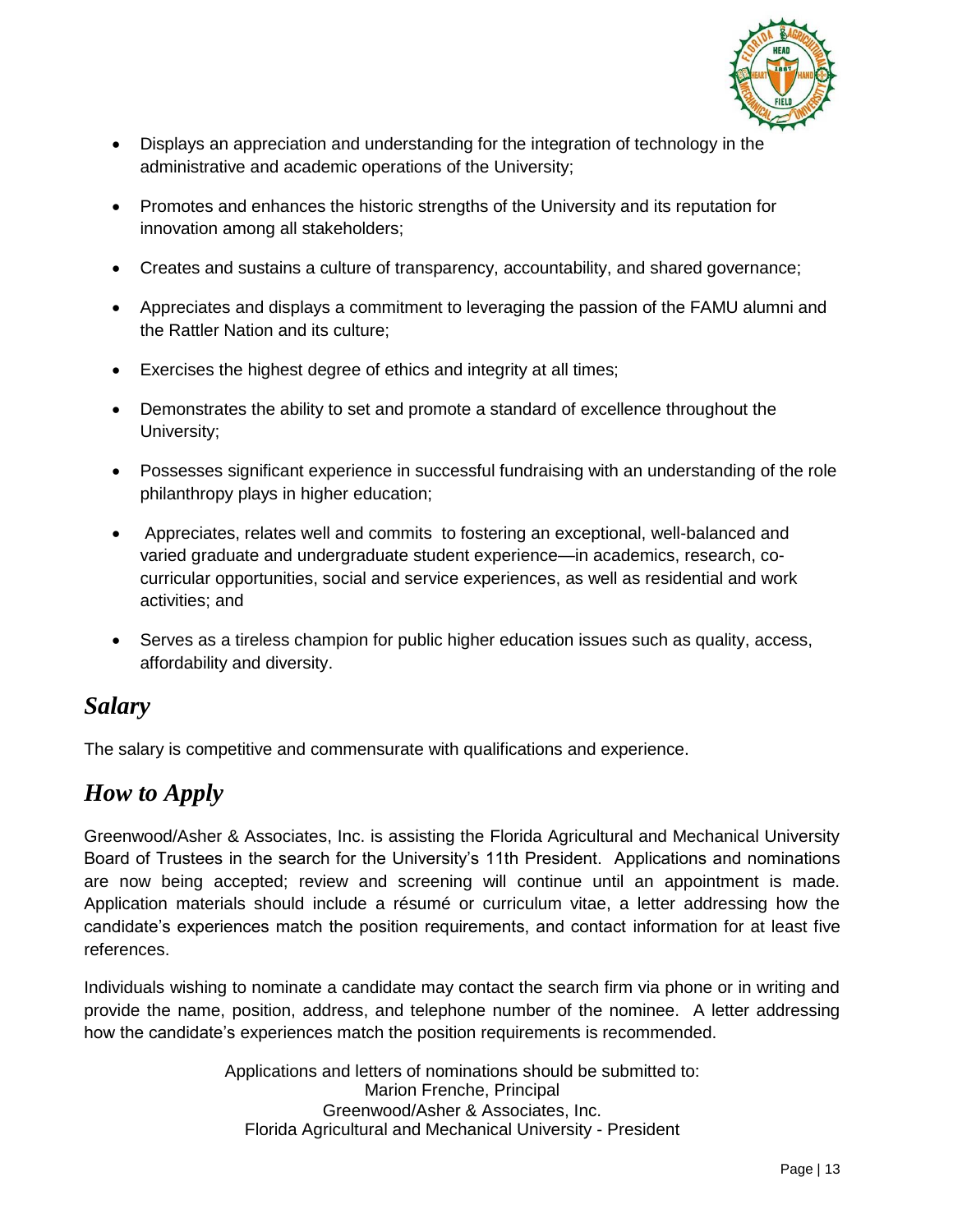- Displays an appreciation and understanding for the integration of technology in the administrative and academic operations of the University;
- Promotes and enhances the historic strengths of the University and its reputation for innovation among all stakeholders;
- Creates and sustains a culture of transparency, accountability, and shared governance;
- Appreciates and displays a commitment to leveraging the passion of the FAMU alumni and the Rattler Nation and its culture;
- Exercises the highest degree of ethics and integrity at all times;
- Demonstrates the ability to set and promote a standard of excellence throughout the University;
- Possesses significant experience in successful fundraising with an understanding of the role philanthropy plays in higher education;
- Appreciates, relates well and commits to fostering an exceptional, well-balanced and varied graduate and undergraduate student experience—in academics, research, co-curricular opportunities, social and service experiences, as well as residential and work activities; and
- Serves as a tireless champion for public higher education issues such as quality, access, affordability and diversity.

## *Salary*

The salary is competitive and commensurate with qualifications and experience.

## *How to Apply*

Greenwood/Asher & Associates, Inc. is assisting the Florida Agricultural and Mechanical University Board of Trustees in the search for the University's 11th President. Applications and nominations are now being accepted; review and screening will continue until an appointment is made. Application materials should include a résumé or curriculum vitae, a letter addressing how the candidate's experiences match the position requirements, and contact information for at least five references.

Individuals wishing to nominate a candidate may contact the search firm via phone or in writing and provide the name, position, address, and telephone number of the nominee. A letter addressing how the candidate's experiences match the position requirements is recommended.

Applications and letters of nominations should be submitted to:
Marion Frenche, Principal
Greenwood/Asher & Associates, Inc.
Florida Agricultural and Mechanical University - President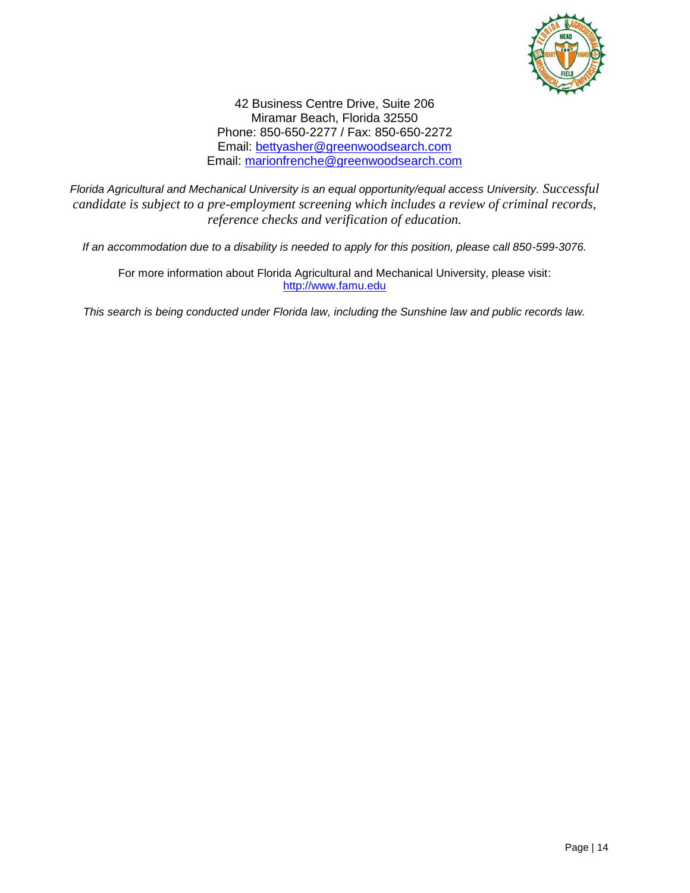42 Business Centre Drive, Suite 206
Miramar Beach, Florida 32550
Phone: 850-650-2277 / Fax: 850-650-2272
Email: bettyasher@greenwoodsearch.com
Email: marionfrenche@greenwoodsearch.com

*Florida Agricultural and Mechanical University is an equal opportunity/equal access University. Successful candidate is subject to a pre-employment screening which includes a review of criminal records, reference checks and verification of education.*

*If an accommodation due to a disability is needed to apply for this position, please call 850-599-3076.*

For more information about Florida Agricultural and Mechanical University, please visit:
http://www.famu.edu

*This search is being conducted under Florida law, including the Sunshine law and public records law.*